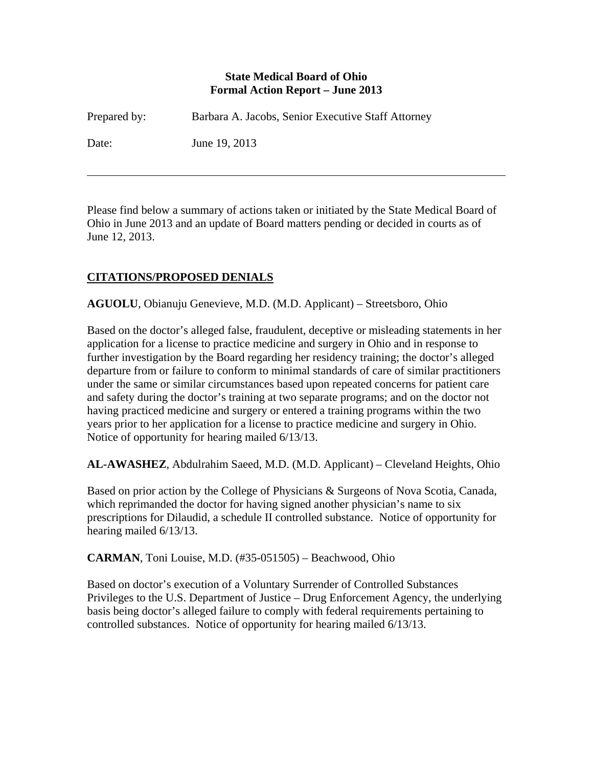**State Medical Board of Ohio**
**Formal Action Report – June 2013**

Prepared by: Barbara A. Jacobs, Senior Executive Staff Attorney

Date: June 19, 2013

---

Please find below a summary of actions taken or initiated by the State Medical Board of Ohio in June 2013 and an update of Board matters pending or decided in courts as of June 12, 2013.

## CITATIONS/PROPOSED DENIALS

**AGUOLU**, Obianuju Genevieve, M.D. (M.D. Applicant) – Streetsboro, Ohio

Based on the doctor's alleged false, fraudulent, deceptive or misleading statements in her application for a license to practice medicine and surgery in Ohio and in response to further investigation by the Board regarding her residency training; the doctor's alleged departure from or failure to conform to minimal standards of care of similar practitioners under the same or similar circumstances based upon repeated concerns for patient care and safety during the doctor's training at two separate programs; and on the doctor not having practiced medicine and surgery or entered a training programs within the two years prior to her application for a license to practice medicine and surgery in Ohio. Notice of opportunity for hearing mailed 6/13/13.

**AL-AWASHEZ**, Abdulrahim Saeed, M.D. (M.D. Applicant) – Cleveland Heights, Ohio

Based on prior action by the College of Physicians & Surgeons of Nova Scotia, Canada, which reprimanded the doctor for having signed another physician's name to six prescriptions for Dilaudid, a schedule II controlled substance. Notice of opportunity for hearing mailed 6/13/13.

**CARMAN**, Toni Louise, M.D. (#35-051505) – Beachwood, Ohio

Based on doctor's execution of a Voluntary Surrender of Controlled Substances Privileges to the U.S. Department of Justice – Drug Enforcement Agency, the underlying basis being doctor's alleged failure to comply with federal requirements pertaining to controlled substances. Notice of opportunity for hearing mailed 6/13/13.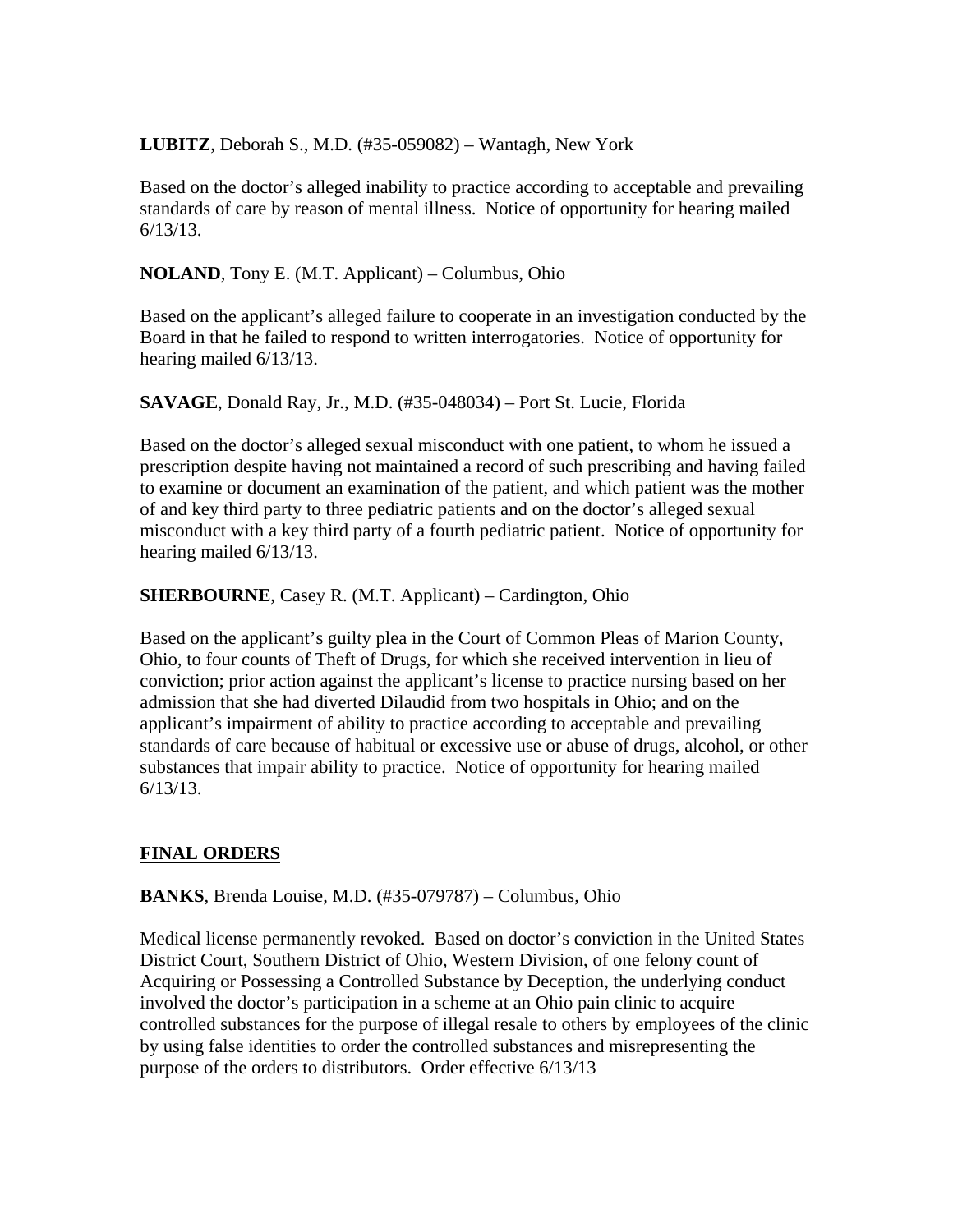**LUBITZ**, Deborah S., M.D. (#35-059082) – Wantagh, New York

Based on the doctor's alleged inability to practice according to acceptable and prevailing standards of care by reason of mental illness. Notice of opportunity for hearing mailed 6/13/13.

**NOLAND**, Tony E. (M.T. Applicant) – Columbus, Ohio

Based on the applicant's alleged failure to cooperate in an investigation conducted by the Board in that he failed to respond to written interrogatories. Notice of opportunity for hearing mailed 6/13/13.

**SAVAGE**, Donald Ray, Jr., M.D. (#35-048034) – Port St. Lucie, Florida

Based on the doctor's alleged sexual misconduct with one patient, to whom he issued a prescription despite having not maintained a record of such prescribing and having failed to examine or document an examination of the patient, and which patient was the mother of and key third party to three pediatric patients and on the doctor's alleged sexual misconduct with a key third party of a fourth pediatric patient. Notice of opportunity for hearing mailed 6/13/13.

**SHERBOURNE**, Casey R. (M.T. Applicant) – Cardington, Ohio

Based on the applicant's guilty plea in the Court of Common Pleas of Marion County, Ohio, to four counts of Theft of Drugs, for which she received intervention in lieu of conviction; prior action against the applicant's license to practice nursing based on her admission that she had diverted Dilaudid from two hospitals in Ohio; and on the applicant's impairment of ability to practice according to acceptable and prevailing standards of care because of habitual or excessive use or abuse of drugs, alcohol, or other substances that impair ability to practice. Notice of opportunity for hearing mailed 6/13/13.

## FINAL ORDERS

**BANKS**, Brenda Louise, M.D. (#35-079787) – Columbus, Ohio

Medical license permanently revoked. Based on doctor's conviction in the United States District Court, Southern District of Ohio, Western Division, of one felony count of Acquiring or Possessing a Controlled Substance by Deception, the underlying conduct involved the doctor's participation in a scheme at an Ohio pain clinic to acquire controlled substances for the purpose of illegal resale to others by employees of the clinic by using false identities to order the controlled substances and misrepresenting the purpose of the orders to distributors. Order effective 6/13/13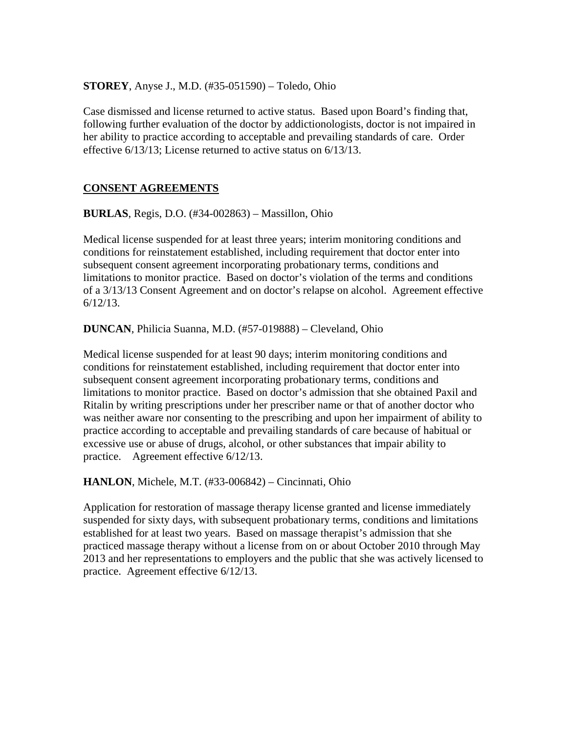**STOREY**, Anyse J., M.D. (#35-051590) – Toledo, Ohio

Case dismissed and license returned to active status. Based upon Board's finding that, following further evaluation of the doctor by addictionologists, doctor is not impaired in her ability to practice according to acceptable and prevailing standards of care. Order effective 6/13/13; License returned to active status on 6/13/13.

## CONSENT AGREEMENTS

**BURLAS**, Regis, D.O. (#34-002863) – Massillon, Ohio

Medical license suspended for at least three years; interim monitoring conditions and conditions for reinstatement established, including requirement that doctor enter into subsequent consent agreement incorporating probationary terms, conditions and limitations to monitor practice. Based on doctor's violation of the terms and conditions of a 3/13/13 Consent Agreement and on doctor's relapse on alcohol. Agreement effective 6/12/13.

**DUNCAN**, Philicia Suanna, M.D. (#57-019888) – Cleveland, Ohio

Medical license suspended for at least 90 days; interim monitoring conditions and conditions for reinstatement established, including requirement that doctor enter into subsequent consent agreement incorporating probationary terms, conditions and limitations to monitor practice. Based on doctor's admission that she obtained Paxil and Ritalin by writing prescriptions under her prescriber name or that of another doctor who was neither aware nor consenting to the prescribing and upon her impairment of ability to practice according to acceptable and prevailing standards of care because of habitual or excessive use or abuse of drugs, alcohol, or other substances that impair ability to practice. Agreement effective 6/12/13.

**HANLON**, Michele, M.T. (#33-006842) – Cincinnati, Ohio

Application for restoration of massage therapy license granted and license immediately suspended for sixty days, with subsequent probationary terms, conditions and limitations established for at least two years. Based on massage therapist's admission that she practiced massage therapy without a license from on or about October 2010 through May 2013 and her representations to employers and the public that she was actively licensed to practice. Agreement effective 6/12/13.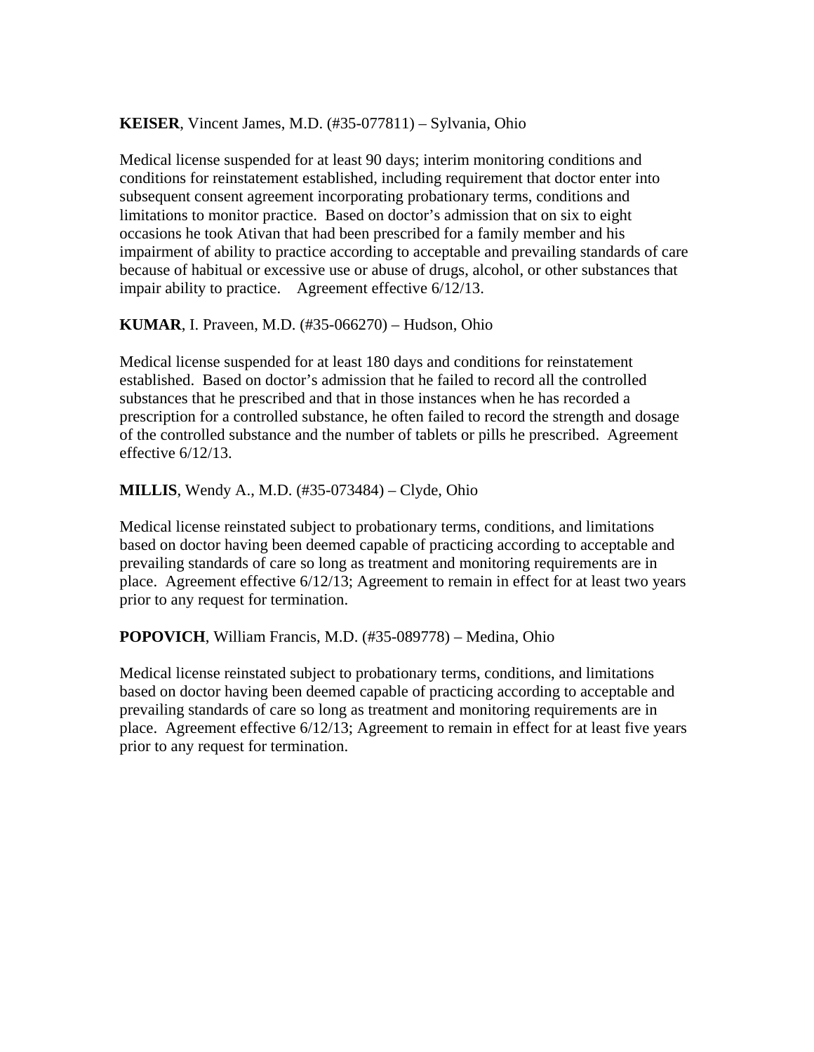**KEISER**, Vincent James, M.D. (#35-077811) – Sylvania, Ohio

Medical license suspended for at least 90 days; interim monitoring conditions and conditions for reinstatement established, including requirement that doctor enter into subsequent consent agreement incorporating probationary terms, conditions and limitations to monitor practice. Based on doctor's admission that on six to eight occasions he took Ativan that had been prescribed for a family member and his impairment of ability to practice according to acceptable and prevailing standards of care because of habitual or excessive use or abuse of drugs, alcohol, or other substances that impair ability to practice. Agreement effective 6/12/13.

**KUMAR**, I. Praveen, M.D. (#35-066270) – Hudson, Ohio

Medical license suspended for at least 180 days and conditions for reinstatement established. Based on doctor's admission that he failed to record all the controlled substances that he prescribed and that in those instances when he has recorded a prescription for a controlled substance, he often failed to record the strength and dosage of the controlled substance and the number of tablets or pills he prescribed. Agreement effective 6/12/13.

**MILLIS**, Wendy A., M.D. (#35-073484) – Clyde, Ohio

Medical license reinstated subject to probationary terms, conditions, and limitations based on doctor having been deemed capable of practicing according to acceptable and prevailing standards of care so long as treatment and monitoring requirements are in place. Agreement effective 6/12/13; Agreement to remain in effect for at least two years prior to any request for termination.

**POPOVICH**, William Francis, M.D. (#35-089778) – Medina, Ohio

Medical license reinstated subject to probationary terms, conditions, and limitations based on doctor having been deemed capable of practicing according to acceptable and prevailing standards of care so long as treatment and monitoring requirements are in place. Agreement effective 6/12/13; Agreement to remain in effect for at least five years prior to any request for termination.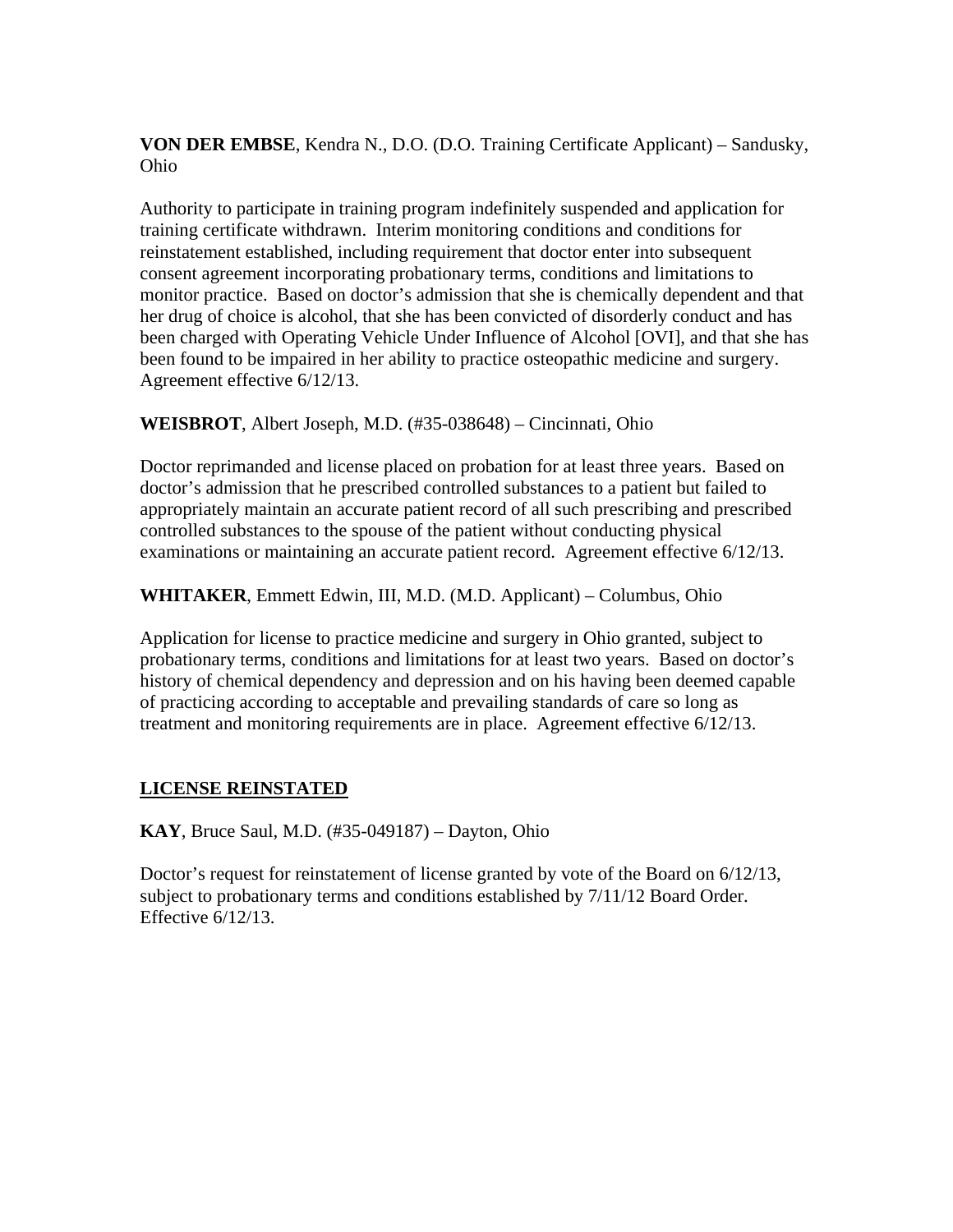**VON DER EMBSE**, Kendra N., D.O. (D.O. Training Certificate Applicant) – Sandusky, Ohio

Authority to participate in training program indefinitely suspended and application for training certificate withdrawn. Interim monitoring conditions and conditions for reinstatement established, including requirement that doctor enter into subsequent consent agreement incorporating probationary terms, conditions and limitations to monitor practice. Based on doctor's admission that she is chemically dependent and that her drug of choice is alcohol, that she has been convicted of disorderly conduct and has been charged with Operating Vehicle Under Influence of Alcohol [OVI], and that she has been found to be impaired in her ability to practice osteopathic medicine and surgery. Agreement effective 6/12/13.

**WEISBROT**, Albert Joseph, M.D. (#35-038648) – Cincinnati, Ohio

Doctor reprimanded and license placed on probation for at least three years. Based on doctor's admission that he prescribed controlled substances to a patient but failed to appropriately maintain an accurate patient record of all such prescribing and prescribed controlled substances to the spouse of the patient without conducting physical examinations or maintaining an accurate patient record. Agreement effective 6/12/13.

**WHITAKER**, Emmett Edwin, III, M.D. (M.D. Applicant) – Columbus, Ohio

Application for license to practice medicine and surgery in Ohio granted, subject to probationary terms, conditions and limitations for at least two years. Based on doctor's history of chemical dependency and depression and on his having been deemed capable of practicing according to acceptable and prevailing standards of care so long as treatment and monitoring requirements are in place. Agreement effective 6/12/13.

## LICENSE REINSTATED

**KAY**, Bruce Saul, M.D. (#35-049187) – Dayton, Ohio

Doctor's request for reinstatement of license granted by vote of the Board on 6/12/13, subject to probationary terms and conditions established by 7/11/12 Board Order. Effective 6/12/13.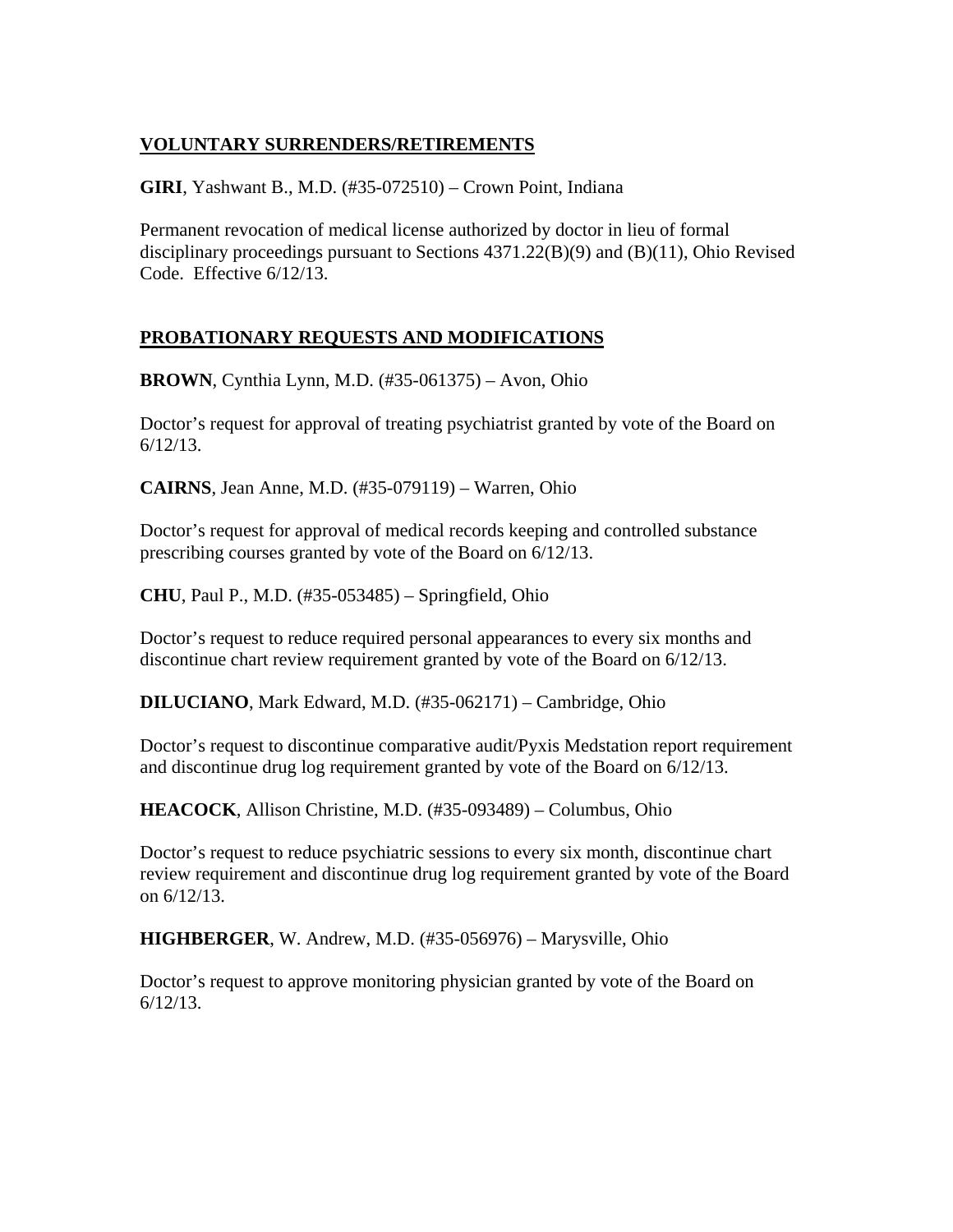## VOLUNTARY SURRENDERS/RETIREMENTS

**GIRI**, Yashwant B., M.D. (#35-072510) – Crown Point, Indiana

Permanent revocation of medical license authorized by doctor in lieu of formal disciplinary proceedings pursuant to Sections 4371.22(B)(9) and (B)(11), Ohio Revised Code. Effective 6/12/13.

## PROBATIONARY REQUESTS AND MODIFICATIONS

**BROWN**, Cynthia Lynn, M.D. (#35-061375) – Avon, Ohio

Doctor's request for approval of treating psychiatrist granted by vote of the Board on 6/12/13.

**CAIRNS**, Jean Anne, M.D. (#35-079119) – Warren, Ohio

Doctor's request for approval of medical records keeping and controlled substance prescribing courses granted by vote of the Board on 6/12/13.

**CHU**, Paul P., M.D. (#35-053485) – Springfield, Ohio

Doctor's request to reduce required personal appearances to every six months and discontinue chart review requirement granted by vote of the Board on 6/12/13.

**DILUCIANO**, Mark Edward, M.D. (#35-062171) – Cambridge, Ohio

Doctor's request to discontinue comparative audit/Pyxis Medstation report requirement and discontinue drug log requirement granted by vote of the Board on 6/12/13.

**HEACOCK**, Allison Christine, M.D. (#35-093489) – Columbus, Ohio

Doctor's request to reduce psychiatric sessions to every six month, discontinue chart review requirement and discontinue drug log requirement granted by vote of the Board on 6/12/13.

**HIGHBERGER**, W. Andrew, M.D. (#35-056976) – Marysville, Ohio

Doctor's request to approve monitoring physician granted by vote of the Board on 6/12/13.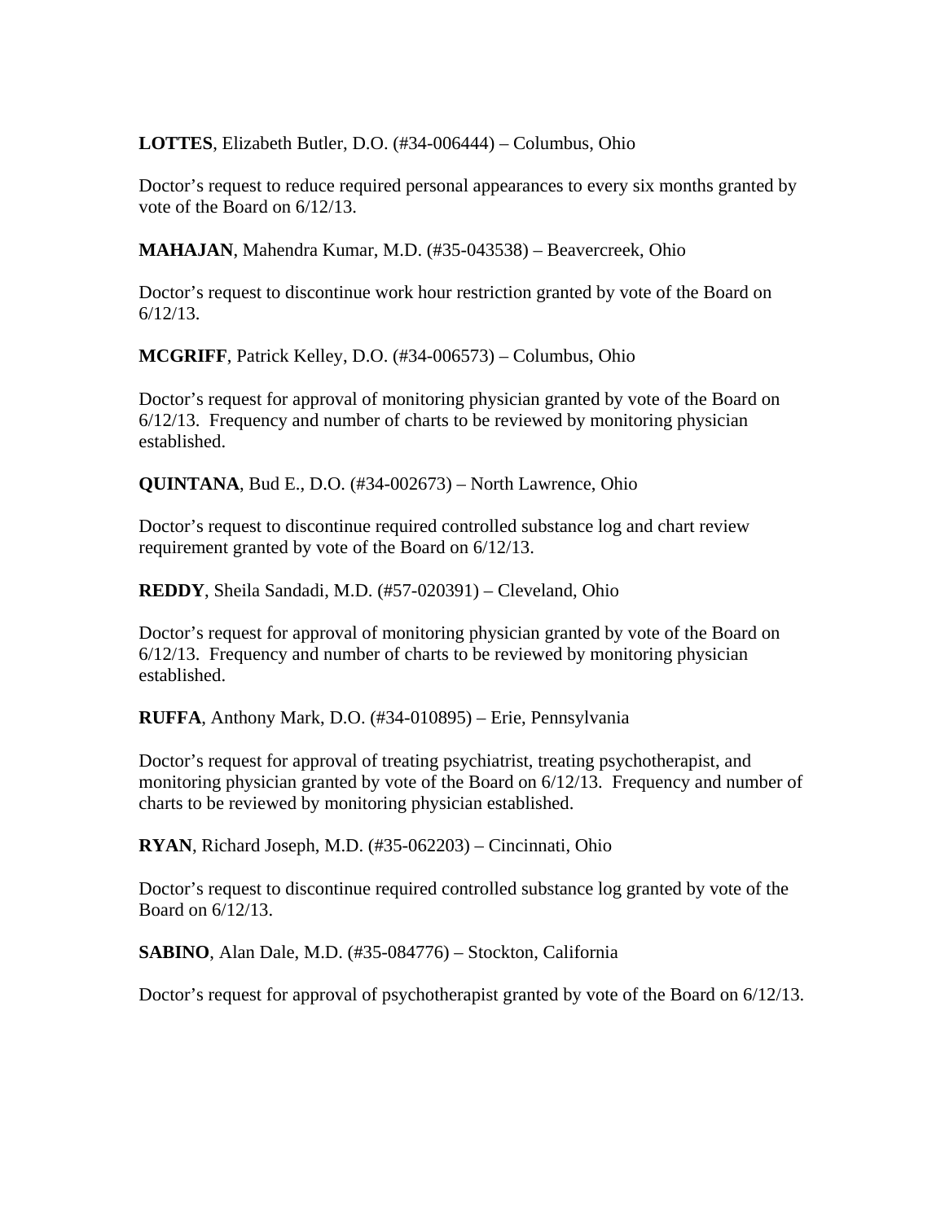**LOTTES**, Elizabeth Butler, D.O. (#34-006444) – Columbus, Ohio

Doctor's request to reduce required personal appearances to every six months granted by vote of the Board on 6/12/13.

**MAHAJAN**, Mahendra Kumar, M.D. (#35-043538) – Beavercreek, Ohio

Doctor's request to discontinue work hour restriction granted by vote of the Board on 6/12/13.

**MCGRIFF**, Patrick Kelley, D.O. (#34-006573) – Columbus, Ohio

Doctor's request for approval of monitoring physician granted by vote of the Board on 6/12/13. Frequency and number of charts to be reviewed by monitoring physician established.

**QUINTANA**, Bud E., D.O. (#34-002673) – North Lawrence, Ohio

Doctor's request to discontinue required controlled substance log and chart review requirement granted by vote of the Board on 6/12/13.

**REDDY**, Sheila Sandadi, M.D. (#57-020391) – Cleveland, Ohio

Doctor's request for approval of monitoring physician granted by vote of the Board on 6/12/13. Frequency and number of charts to be reviewed by monitoring physician established.

**RUFFA**, Anthony Mark, D.O. (#34-010895) – Erie, Pennsylvania

Doctor's request for approval of treating psychiatrist, treating psychotherapist, and monitoring physician granted by vote of the Board on 6/12/13. Frequency and number of charts to be reviewed by monitoring physician established.

**RYAN**, Richard Joseph, M.D. (#35-062203) – Cincinnati, Ohio

Doctor's request to discontinue required controlled substance log granted by vote of the Board on 6/12/13.

**SABINO**, Alan Dale, M.D. (#35-084776) – Stockton, California

Doctor's request for approval of psychotherapist granted by vote of the Board on 6/12/13.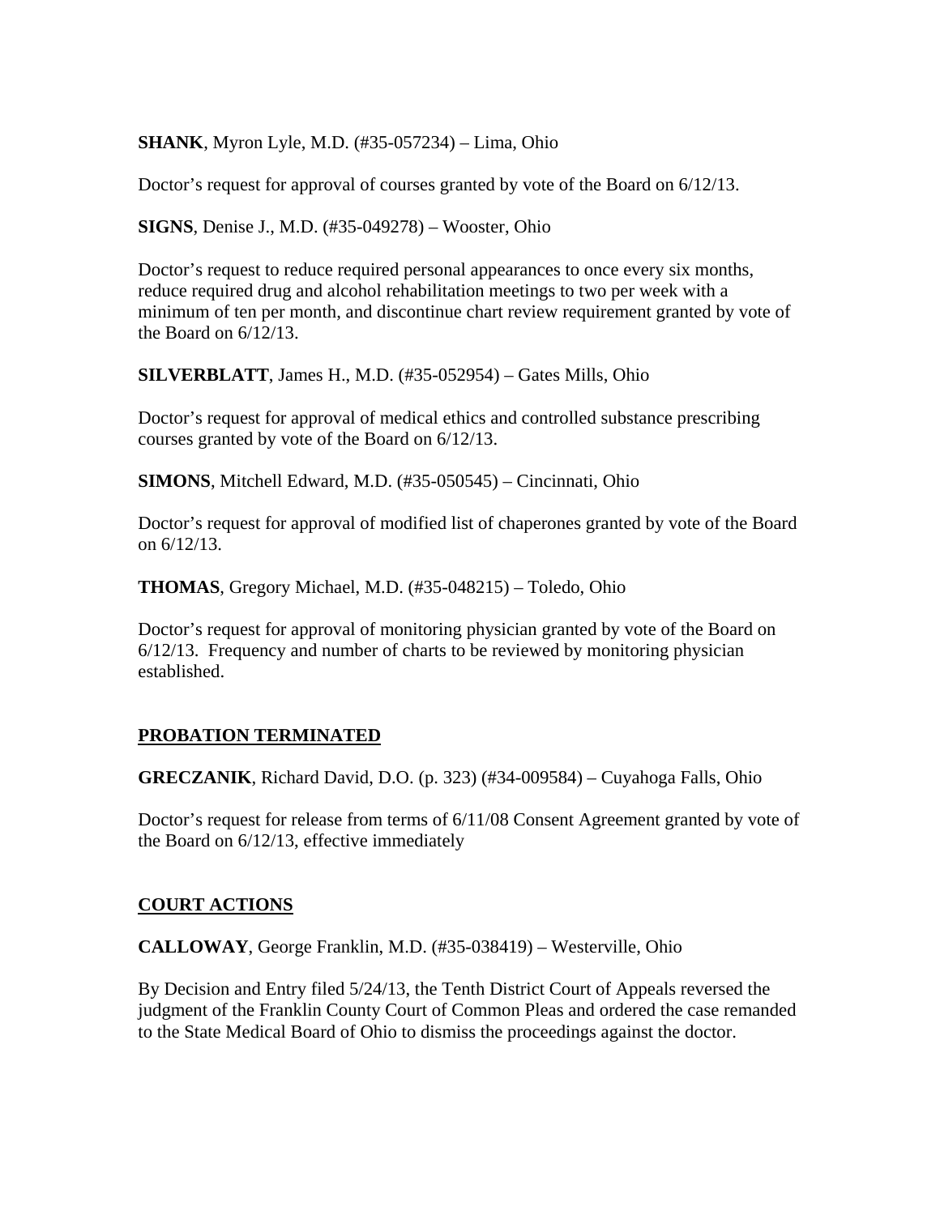**SHANK**, Myron Lyle, M.D. (#35-057234) – Lima, Ohio

Doctor's request for approval of courses granted by vote of the Board on 6/12/13.

**SIGNS**, Denise J., M.D. (#35-049278) – Wooster, Ohio

Doctor's request to reduce required personal appearances to once every six months, reduce required drug and alcohol rehabilitation meetings to two per week with a minimum of ten per month, and discontinue chart review requirement granted by vote of the Board on 6/12/13.

**SILVERBLATT**, James H., M.D. (#35-052954) – Gates Mills, Ohio

Doctor's request for approval of medical ethics and controlled substance prescribing courses granted by vote of the Board on 6/12/13.

**SIMONS**, Mitchell Edward, M.D. (#35-050545) – Cincinnati, Ohio

Doctor's request for approval of modified list of chaperones granted by vote of the Board on 6/12/13.

**THOMAS**, Gregory Michael, M.D. (#35-048215) – Toledo, Ohio

Doctor's request for approval of monitoring physician granted by vote of the Board on 6/12/13. Frequency and number of charts to be reviewed by monitoring physician established.

## PROBATION TERMINATED

**GRECZANIK**, Richard David, D.O. (p. 323) (#34-009584) – Cuyahoga Falls, Ohio

Doctor's request for release from terms of 6/11/08 Consent Agreement granted by vote of the Board on 6/12/13, effective immediately

## COURT ACTIONS

**CALLOWAY**, George Franklin, M.D. (#35-038419) – Westerville, Ohio

By Decision and Entry filed 5/24/13, the Tenth District Court of Appeals reversed the judgment of the Franklin County Court of Common Pleas and ordered the case remanded to the State Medical Board of Ohio to dismiss the proceedings against the doctor.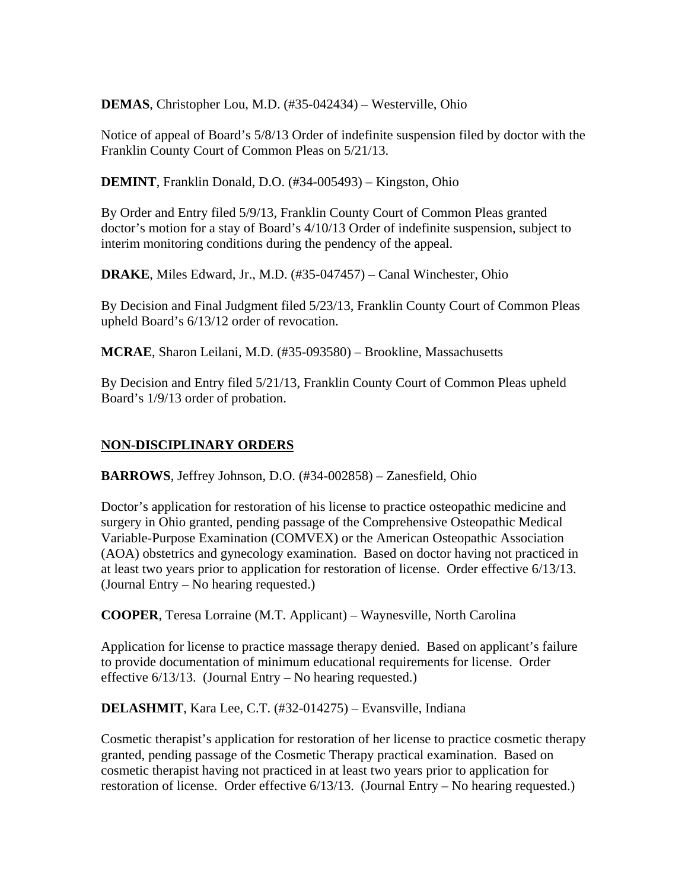**DEMAS**, Christopher Lou, M.D. (#35-042434) – Westerville, Ohio

Notice of appeal of Board's 5/8/13 Order of indefinite suspension filed by doctor with the Franklin County Court of Common Pleas on 5/21/13.

**DEMINT**, Franklin Donald, D.O. (#34-005493) – Kingston, Ohio

By Order and Entry filed 5/9/13, Franklin County Court of Common Pleas granted doctor's motion for a stay of Board's 4/10/13 Order of indefinite suspension, subject to interim monitoring conditions during the pendency of the appeal.

**DRAKE**, Miles Edward, Jr., M.D. (#35-047457) – Canal Winchester, Ohio

By Decision and Final Judgment filed 5/23/13, Franklin County Court of Common Pleas upheld Board's 6/13/12 order of revocation.

**MCRAE**, Sharon Leilani, M.D. (#35-093580) – Brookline, Massachusetts

By Decision and Entry filed 5/21/13, Franklin County Court of Common Pleas upheld Board's 1/9/13 order of probation.

## NON-DISCIPLINARY ORDERS

**BARROWS**, Jeffrey Johnson, D.O. (#34-002858) – Zanesfield, Ohio

Doctor's application for restoration of his license to practice osteopathic medicine and surgery in Ohio granted, pending passage of the Comprehensive Osteopathic Medical Variable-Purpose Examination (COMVEX) or the American Osteopathic Association (AOA) obstetrics and gynecology examination. Based on doctor having not practiced in at least two years prior to application for restoration of license. Order effective 6/13/13. (Journal Entry – No hearing requested.)

**COOPER**, Teresa Lorraine (M.T. Applicant) – Waynesville, North Carolina

Application for license to practice massage therapy denied. Based on applicant's failure to provide documentation of minimum educational requirements for license. Order effective 6/13/13. (Journal Entry – No hearing requested.)

**DELASHMIT**, Kara Lee, C.T. (#32-014275) – Evansville, Indiana

Cosmetic therapist's application for restoration of her license to practice cosmetic therapy granted, pending passage of the Cosmetic Therapy practical examination. Based on cosmetic therapist having not practiced in at least two years prior to application for restoration of license. Order effective 6/13/13. (Journal Entry – No hearing requested.)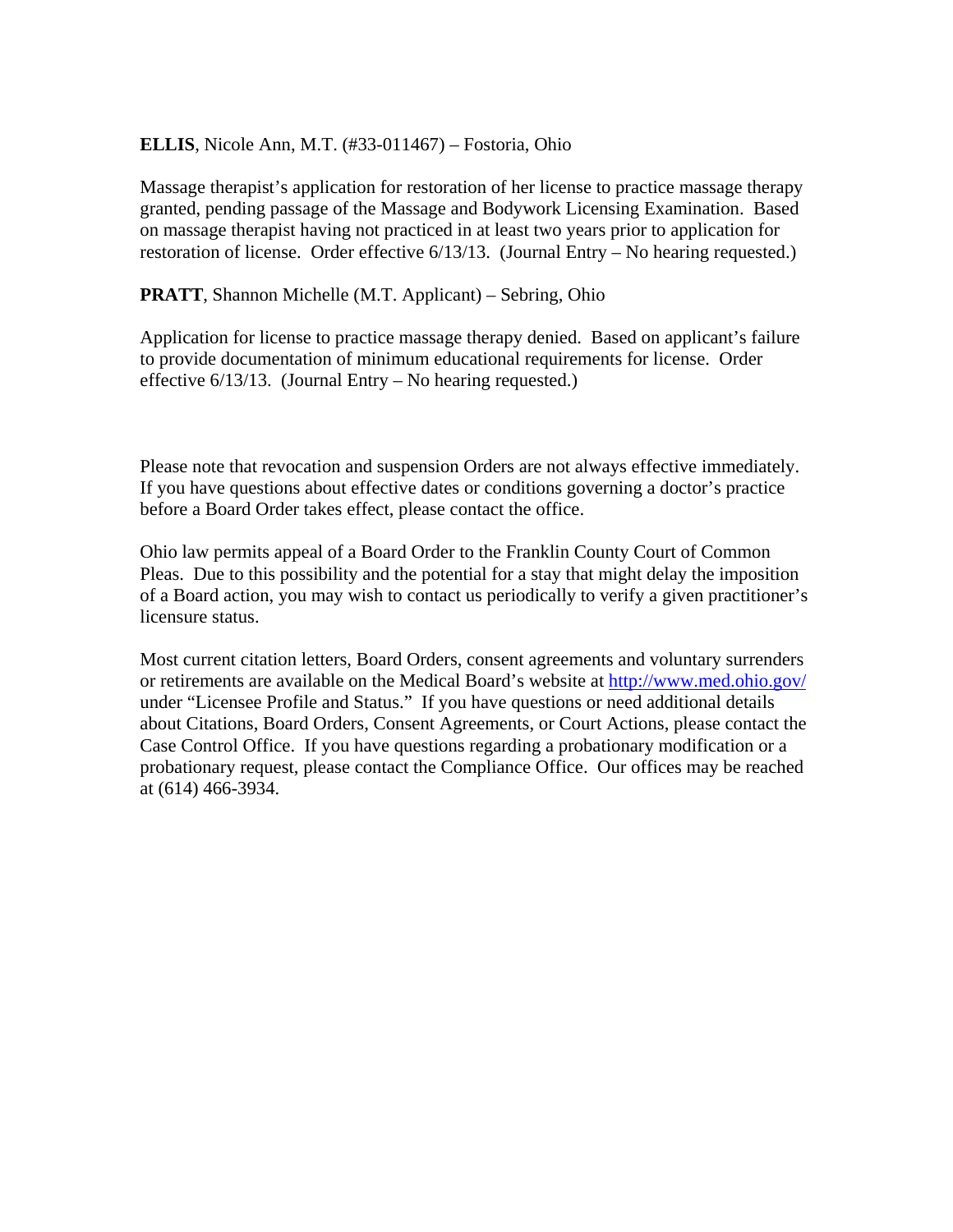**ELLIS**, Nicole Ann, M.T. (#33-011467) – Fostoria, Ohio

Massage therapist's application for restoration of her license to practice massage therapy granted, pending passage of the Massage and Bodywork Licensing Examination. Based on massage therapist having not practiced in at least two years prior to application for restoration of license. Order effective 6/13/13. (Journal Entry – No hearing requested.)

**PRATT**, Shannon Michelle (M.T. Applicant) – Sebring, Ohio

Application for license to practice massage therapy denied. Based on applicant's failure to provide documentation of minimum educational requirements for license. Order effective 6/13/13. (Journal Entry – No hearing requested.)

Please note that revocation and suspension Orders are not always effective immediately. If you have questions about effective dates or conditions governing a doctor's practice before a Board Order takes effect, please contact the office.

Ohio law permits appeal of a Board Order to the Franklin County Court of Common Pleas. Due to this possibility and the potential for a stay that might delay the imposition of a Board action, you may wish to contact us periodically to verify a given practitioner's licensure status.

Most current citation letters, Board Orders, consent agreements and voluntary surrenders or retirements are available on the Medical Board's website at [http://www.med.ohio.gov/](http://www.med.ohio.gov/) under "Licensee Profile and Status." If you have questions or need additional details about Citations, Board Orders, Consent Agreements, or Court Actions, please contact the Case Control Office. If you have questions regarding a probationary modification or a probationary request, please contact the Compliance Office. Our offices may be reached at (614) 466-3934.